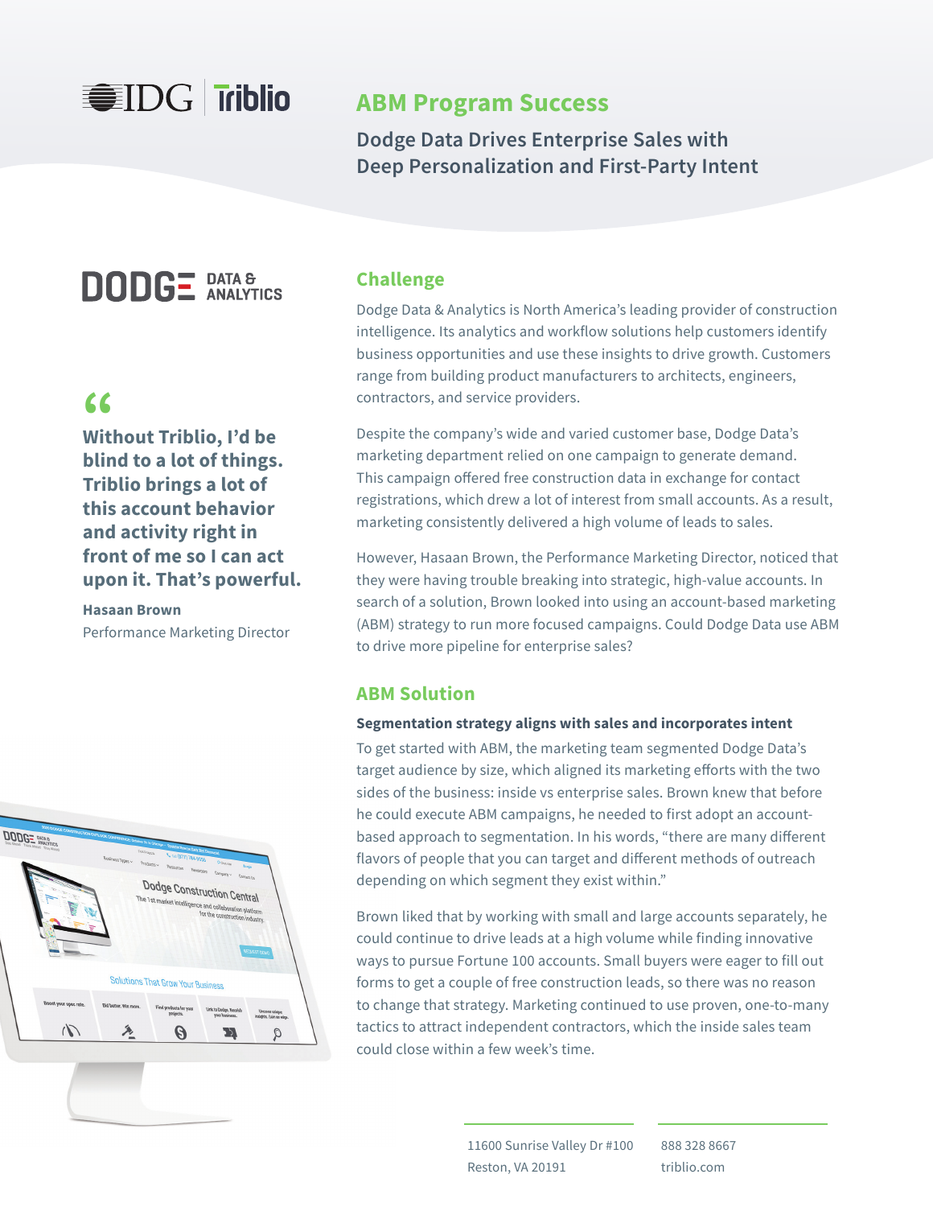IDG | Triblio

# ABM Program Success

## Dodge Data Drives Enterprise Sales with Deep Personalization and First-Party Intent

DODGE DATA & ANALYTICS

> **"Without Triblio, I'd be blind to a lot of things. Triblio brings a lot of this account behavior and activity right in front of me so I can act upon it. That's powerful.**
>
> **Hasaan Brown**
> Performance Marketing Director

## Challenge

Dodge Data & Analytics is North America's leading provider of construction intelligence. Its analytics and workflow solutions help customers identify business opportunities and use these insights to drive growth. Customers range from building product manufacturers to architects, engineers, contractors, and service providers.

Despite the company's wide and varied customer base, Dodge Data's marketing department relied on one campaign to generate demand. This campaign offered free construction data in exchange for contact registrations, which drew a lot of interest from small accounts. As a result, marketing consistently delivered a high volume of leads to sales.

However, Hasaan Brown, the Performance Marketing Director, noticed that they were having trouble breaking into strategic, high-value accounts. In search of a solution, Brown looked into using an account-based marketing (ABM) strategy to run more focused campaigns. Could Dodge Data use ABM to drive more pipeline for enterprise sales?

## ABM Solution

**Segmentation strategy aligns with sales and incorporates intent**

To get started with ABM, the marketing team segmented Dodge Data's target audience by size, which aligned its marketing efforts with the two sides of the business: inside vs enterprise sales. Brown knew that before he could execute ABM campaigns, he needed to first adopt an account-based approach to segmentation. In his words, "there are many different flavors of people that you can target and different methods of outreach depending on which segment they exist within."

Brown liked that by working with small and large accounts separately, he could continue to drive leads at a high volume while finding innovative ways to pursue Fortune 100 accounts. Small buyers were eager to fill out forms to get a couple of free construction leads, so there was no reason to change that strategy. Marketing continued to use proven, one-to-many tactics to attract independent contractors, which the inside sales team could close within a few week's time.

11600 Sunrise Valley Dr #100
Reston, VA 20191

888 328 8667
triblio.com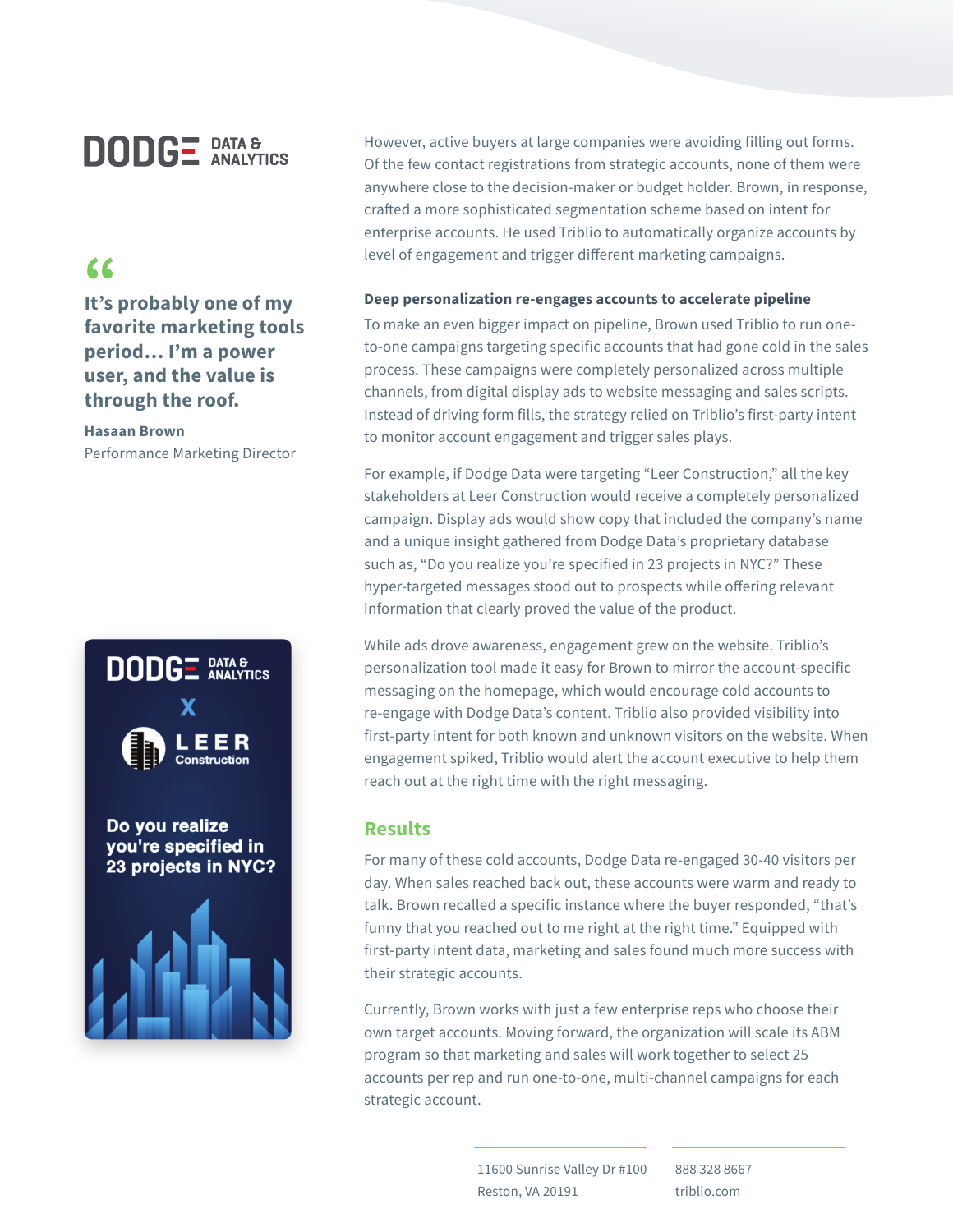DODGE DATA & ANALYTICS

> "It's probably one of my favorite marketing tools period… I'm a power user, and the value is through the roof."
>
> **Hasaan Brown**
> Performance Marketing Director

DODGE DATA & ANALYTICS X LEER Construction

**Do you realize you're specified in 23 projects in NYC?**

However, active buyers at large companies were avoiding filling out forms. Of the few contact registrations from strategic accounts, none of them were anywhere close to the decision-maker or budget holder. Brown, in response, crafted a more sophisticated segmentation scheme based on intent for enterprise accounts. He used Triblio to automatically organize accounts by level of engagement and trigger different marketing campaigns.

**Deep personalization re-engages accounts to accelerate pipeline**

To make an even bigger impact on pipeline, Brown used Triblio to run one-to-one campaigns targeting specific accounts that had gone cold in the sales process. These campaigns were completely personalized across multiple channels, from digital display ads to website messaging and sales scripts. Instead of driving form fills, the strategy relied on Triblio's first-party intent to monitor account engagement and trigger sales plays.

For example, if Dodge Data were targeting "Leer Construction," all the key stakeholders at Leer Construction would receive a completely personalized campaign. Display ads would show copy that included the company's name and a unique insight gathered from Dodge Data's proprietary database such as, "Do you realize you're specified in 23 projects in NYC?" These hyper-targeted messages stood out to prospects while offering relevant information that clearly proved the value of the product.

While ads drove awareness, engagement grew on the website. Triblio's personalization tool made it easy for Brown to mirror the account-specific messaging on the homepage, which would encourage cold accounts to re-engage with Dodge Data's content. Triblio also provided visibility into first-party intent for both known and unknown visitors on the website. When engagement spiked, Triblio would alert the account executive to help them reach out at the right time with the right messaging.

## Results

For many of these cold accounts, Dodge Data re-engaged 30-40 visitors per day. When sales reached back out, these accounts were warm and ready to talk. Brown recalled a specific instance where the buyer responded, "that's funny that you reached out to me right at the right time." Equipped with first-party intent data, marketing and sales found much more success with their strategic accounts.

Currently, Brown works with just a few enterprise reps who choose their own target accounts. Moving forward, the organization will scale its ABM program so that marketing and sales will work together to select 25 accounts per rep and run one-to-one, multi-channel campaigns for each strategic account.

11600 Sunrise Valley Dr #100
Reston, VA 20191

888 328 8667
triblio.com